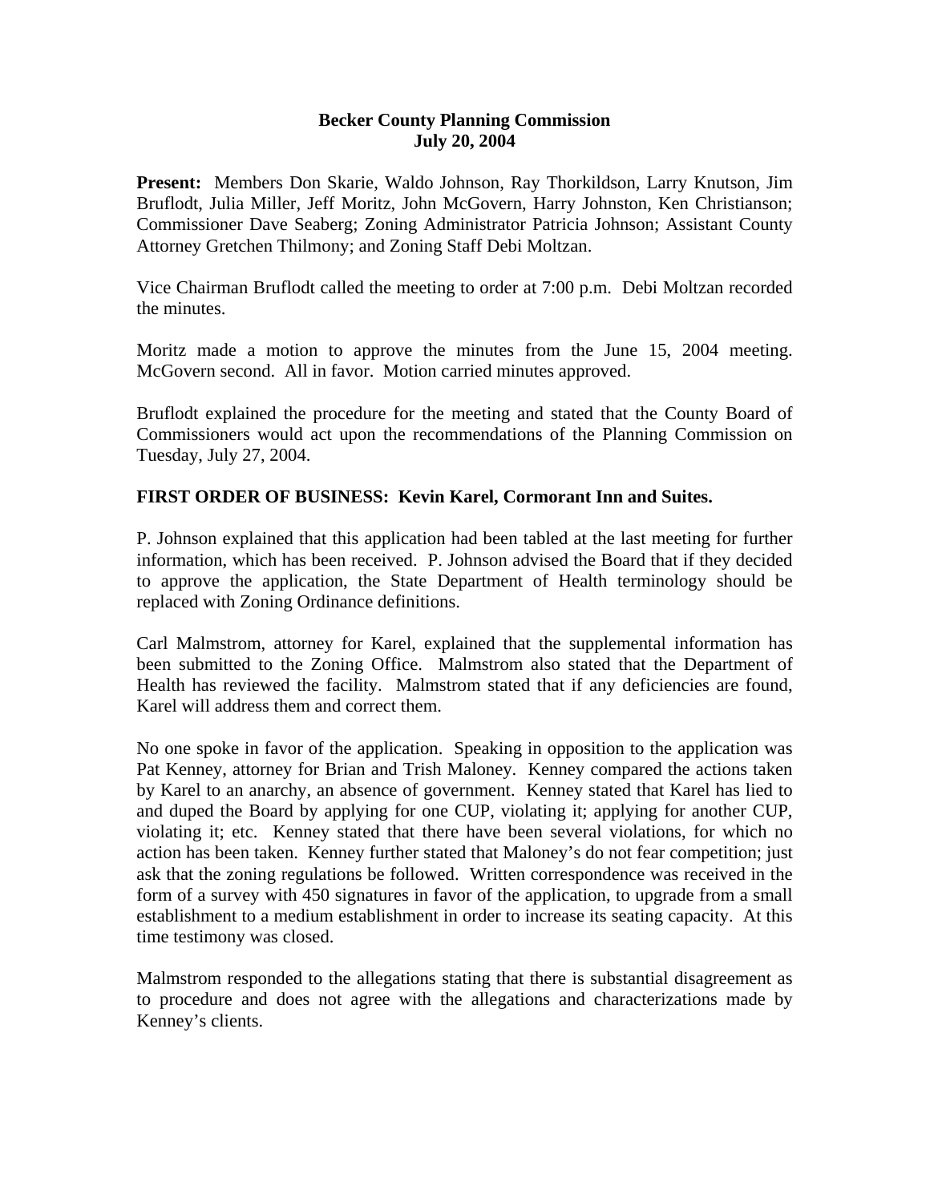# Becker County Planning Commission
## July 20, 2004

**Present:** Members Don Skarie, Waldo Johnson, Ray Thorkildson, Larry Knutson, Jim Bruflodt, Julia Miller, Jeff Moritz, John McGovern, Harry Johnston, Ken Christianson; Commissioner Dave Seaberg; Zoning Administrator Patricia Johnson; Assistant County Attorney Gretchen Thilmony; and Zoning Staff Debi Moltzan.

Vice Chairman Bruflodt called the meeting to order at 7:00 p.m. Debi Moltzan recorded the minutes.

Moritz made a motion to approve the minutes from the June 15, 2004 meeting. McGovern second. All in favor. Motion carried minutes approved.

Bruflodt explained the procedure for the meeting and stated that the County Board of Commissioners would act upon the recommendations of the Planning Commission on Tuesday, July 27, 2004.

**FIRST ORDER OF BUSINESS: Kevin Karel, Cormorant Inn and Suites.**

P. Johnson explained that this application had been tabled at the last meeting for further information, which has been received. P. Johnson advised the Board that if they decided to approve the application, the State Department of Health terminology should be replaced with Zoning Ordinance definitions.

Carl Malmstrom, attorney for Karel, explained that the supplemental information has been submitted to the Zoning Office. Malmstrom also stated that the Department of Health has reviewed the facility. Malmstrom stated that if any deficiencies are found, Karel will address them and correct them.

No one spoke in favor of the application. Speaking in opposition to the application was Pat Kenney, attorney for Brian and Trish Maloney. Kenney compared the actions taken by Karel to an anarchy, an absence of government. Kenney stated that Karel has lied to and duped the Board by applying for one CUP, violating it; applying for another CUP, violating it; etc. Kenney stated that there have been several violations, for which no action has been taken. Kenney further stated that Maloney's do not fear competition; just ask that the zoning regulations be followed. Written correspondence was received in the form of a survey with 450 signatures in favor of the application, to upgrade from a small establishment to a medium establishment in order to increase its seating capacity. At this time testimony was closed.

Malmstrom responded to the allegations stating that there is substantial disagreement as to procedure and does not agree with the allegations and characterizations made by Kenney's clients.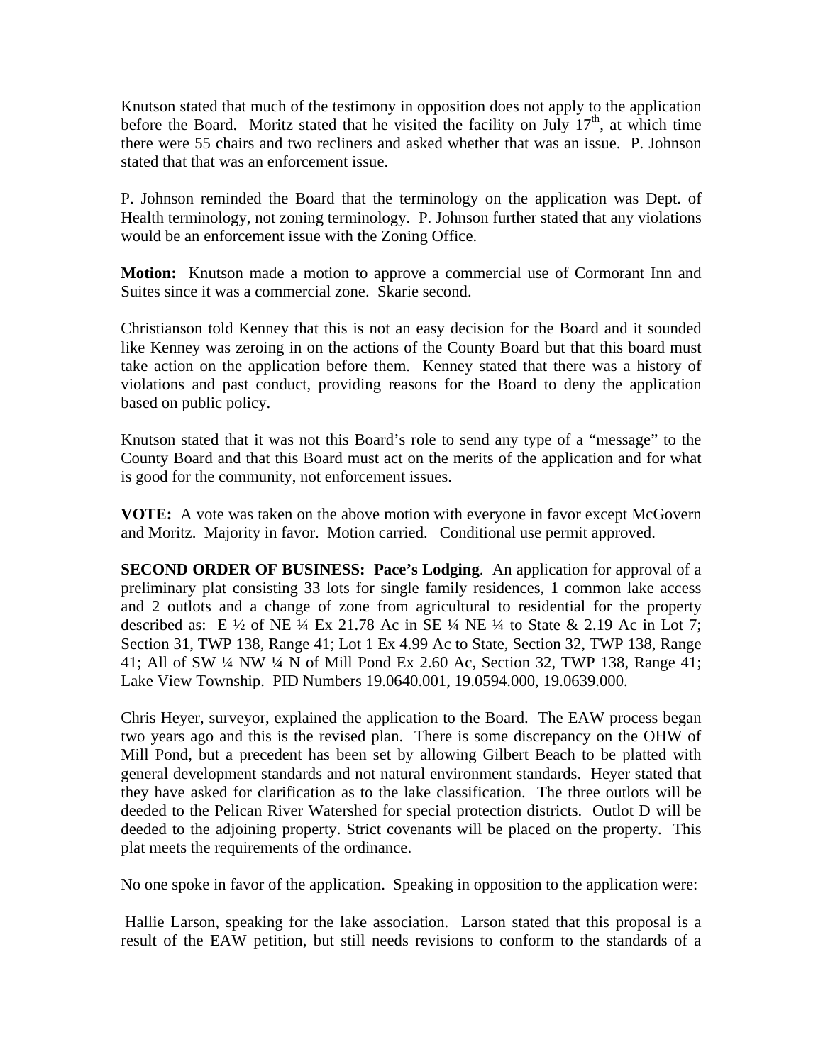Knutson stated that much of the testimony in opposition does not apply to the application before the Board. Moritz stated that he visited the facility on July 17th, at which time there were 55 chairs and two recliners and asked whether that was an issue. P. Johnson stated that that was an enforcement issue.

P. Johnson reminded the Board that the terminology on the application was Dept. of Health terminology, not zoning terminology. P. Johnson further stated that any violations would be an enforcement issue with the Zoning Office.

**Motion:** Knutson made a motion to approve a commercial use of Cormorant Inn and Suites since it was a commercial zone. Skarie second.

Christianson told Kenney that this is not an easy decision for the Board and it sounded like Kenney was zeroing in on the actions of the County Board but that this board must take action on the application before them. Kenney stated that there was a history of violations and past conduct, providing reasons for the Board to deny the application based on public policy.

Knutson stated that it was not this Board's role to send any type of a "message" to the County Board and that this Board must act on the merits of the application and for what is good for the community, not enforcement issues.

**VOTE:** A vote was taken on the above motion with everyone in favor except McGovern and Moritz. Majority in favor. Motion carried. Conditional use permit approved.

**SECOND ORDER OF BUSINESS: Pace's Lodging**. An application for approval of a preliminary plat consisting 33 lots for single family residences, 1 common lake access and 2 outlots and a change of zone from agricultural to residential for the property described as: E ½ of NE ¼ Ex 21.78 Ac in SE ¼ NE ¼ to State & 2.19 Ac in Lot 7; Section 31, TWP 138, Range 41; Lot 1 Ex 4.99 Ac to State, Section 32, TWP 138, Range 41; All of SW ¼ NW ¼ N of Mill Pond Ex 2.60 Ac, Section 32, TWP 138, Range 41; Lake View Township. PID Numbers 19.0640.001, 19.0594.000, 19.0639.000.

Chris Heyer, surveyor, explained the application to the Board. The EAW process began two years ago and this is the revised plan. There is some discrepancy on the OHW of Mill Pond, but a precedent has been set by allowing Gilbert Beach to be platted with general development standards and not natural environment standards. Heyer stated that they have asked for clarification as to the lake classification. The three outlots will be deeded to the Pelican River Watershed for special protection districts. Outlot D will be deeded to the adjoining property. Strict covenants will be placed on the property. This plat meets the requirements of the ordinance.

No one spoke in favor of the application. Speaking in opposition to the application were:

Hallie Larson, speaking for the lake association. Larson stated that this proposal is a result of the EAW petition, but still needs revisions to conform to the standards of a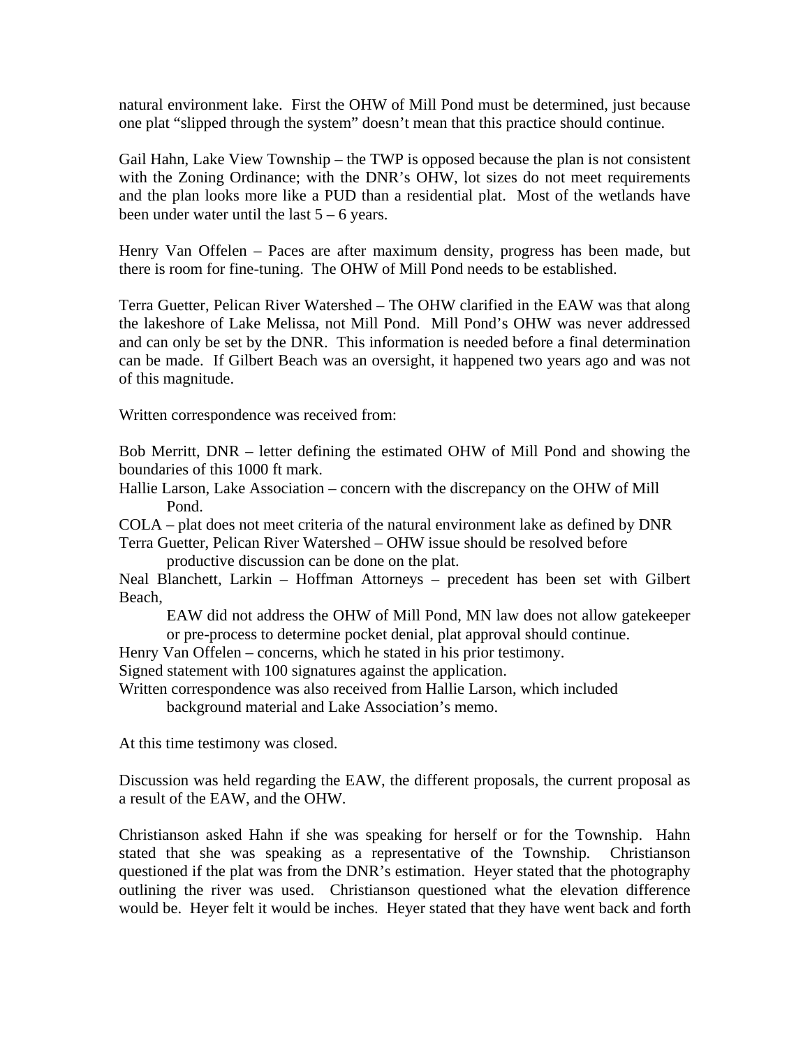natural environment lake. First the OHW of Mill Pond must be determined, just because one plat "slipped through the system" doesn't mean that this practice should continue.

Gail Hahn, Lake View Township – the TWP is opposed because the plan is not consistent with the Zoning Ordinance; with the DNR's OHW, lot sizes do not meet requirements and the plan looks more like a PUD than a residential plat. Most of the wetlands have been under water until the last 5 – 6 years.

Henry Van Offelen – Paces are after maximum density, progress has been made, but there is room for fine-tuning. The OHW of Mill Pond needs to be established.

Terra Guetter, Pelican River Watershed – The OHW clarified in the EAW was that along the lakeshore of Lake Melissa, not Mill Pond. Mill Pond's OHW was never addressed and can only be set by the DNR. This information is needed before a final determination can be made. If Gilbert Beach was an oversight, it happened two years ago and was not of this magnitude.

Written correspondence was received from:

Bob Merritt, DNR – letter defining the estimated OHW of Mill Pond and showing the boundaries of this 1000 ft mark.

Hallie Larson, Lake Association – concern with the discrepancy on the OHW of Mill Pond.

COLA – plat does not meet criteria of the natural environment lake as defined by DNR

Terra Guetter, Pelican River Watershed – OHW issue should be resolved before productive discussion can be done on the plat.

Neal Blanchett, Larkin – Hoffman Attorneys – precedent has been set with Gilbert Beach,
EAW did not address the OHW of Mill Pond, MN law does not allow gatekeeper or pre-process to determine pocket denial, plat approval should continue.

Henry Van Offelen – concerns, which he stated in his prior testimony.

Signed statement with 100 signatures against the application.

Written correspondence was also received from Hallie Larson, which included background material and Lake Association's memo.

At this time testimony was closed.

Discussion was held regarding the EAW, the different proposals, the current proposal as a result of the EAW, and the OHW.

Christianson asked Hahn if she was speaking for herself or for the Township. Hahn stated that she was speaking as a representative of the Township. Christianson questioned if the plat was from the DNR's estimation. Heyer stated that the photography outlining the river was used. Christianson questioned what the elevation difference would be. Heyer felt it would be inches. Heyer stated that they have went back and forth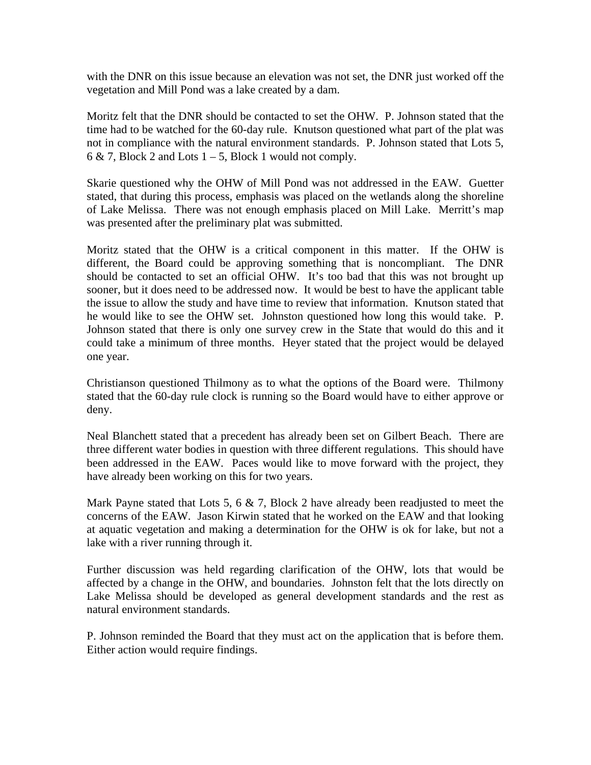with the DNR on this issue because an elevation was not set, the DNR just worked off the vegetation and Mill Pond was a lake created by a dam.

Moritz felt that the DNR should be contacted to set the OHW. P. Johnson stated that the time had to be watched for the 60-day rule. Knutson questioned what part of the plat was not in compliance with the natural environment standards. P. Johnson stated that Lots 5, 6 & 7, Block 2 and Lots 1 – 5, Block 1 would not comply.

Skarie questioned why the OHW of Mill Pond was not addressed in the EAW. Guetter stated, that during this process, emphasis was placed on the wetlands along the shoreline of Lake Melissa. There was not enough emphasis placed on Mill Lake. Merritt's map was presented after the preliminary plat was submitted.

Moritz stated that the OHW is a critical component in this matter. If the OHW is different, the Board could be approving something that is noncompliant. The DNR should be contacted to set an official OHW. It's too bad that this was not brought up sooner, but it does need to be addressed now. It would be best to have the applicant table the issue to allow the study and have time to review that information. Knutson stated that he would like to see the OHW set. Johnston questioned how long this would take. P. Johnson stated that there is only one survey crew in the State that would do this and it could take a minimum of three months. Heyer stated that the project would be delayed one year.

Christianson questioned Thilmony as to what the options of the Board were. Thilmony stated that the 60-day rule clock is running so the Board would have to either approve or deny.

Neal Blanchett stated that a precedent has already been set on Gilbert Beach. There are three different water bodies in question with three different regulations. This should have been addressed in the EAW. Paces would like to move forward with the project, they have already been working on this for two years.

Mark Payne stated that Lots 5, 6 & 7, Block 2 have already been readjusted to meet the concerns of the EAW. Jason Kirwin stated that he worked on the EAW and that looking at aquatic vegetation and making a determination for the OHW is ok for lake, but not a lake with a river running through it.

Further discussion was held regarding clarification of the OHW, lots that would be affected by a change in the OHW, and boundaries. Johnston felt that the lots directly on Lake Melissa should be developed as general development standards and the rest as natural environment standards.

P. Johnson reminded the Board that they must act on the application that is before them. Either action would require findings.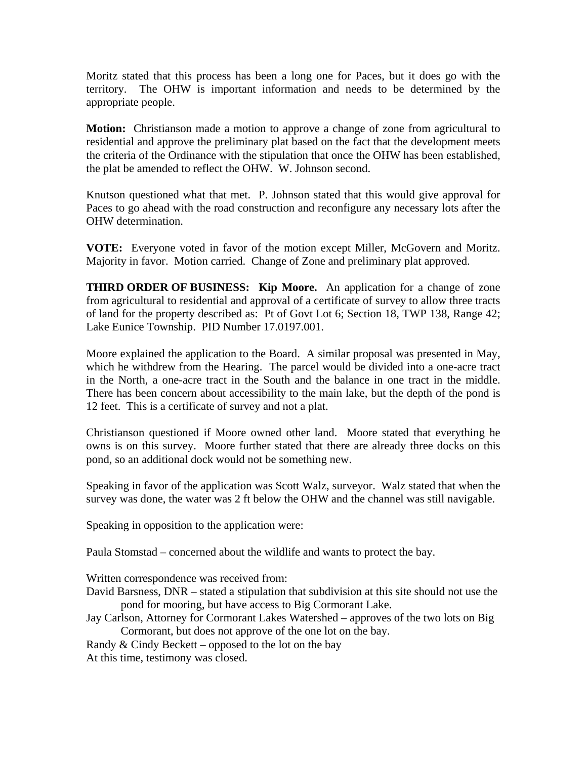Moritz stated that this process has been a long one for Paces, but it does go with the territory. The OHW is important information and needs to be determined by the appropriate people.

**Motion:** Christianson made a motion to approve a change of zone from agricultural to residential and approve the preliminary plat based on the fact that the development meets the criteria of the Ordinance with the stipulation that once the OHW has been established, the plat be amended to reflect the OHW. W. Johnson second.

Knutson questioned what that met. P. Johnson stated that this would give approval for Paces to go ahead with the road construction and reconfigure any necessary lots after the OHW determination.

**VOTE:** Everyone voted in favor of the motion except Miller, McGovern and Moritz. Majority in favor. Motion carried. Change of Zone and preliminary plat approved.

**THIRD ORDER OF BUSINESS: Kip Moore.** An application for a change of zone from agricultural to residential and approval of a certificate of survey to allow three tracts of land for the property described as: Pt of Govt Lot 6; Section 18, TWP 138, Range 42; Lake Eunice Township. PID Number 17.0197.001.

Moore explained the application to the Board. A similar proposal was presented in May, which he withdrew from the Hearing. The parcel would be divided into a one-acre tract in the North, a one-acre tract in the South and the balance in one tract in the middle. There has been concern about accessibility to the main lake, but the depth of the pond is 12 feet. This is a certificate of survey and not a plat.

Christianson questioned if Moore owned other land. Moore stated that everything he owns is on this survey. Moore further stated that there are already three docks on this pond, so an additional dock would not be something new.

Speaking in favor of the application was Scott Walz, surveyor. Walz stated that when the survey was done, the water was 2 ft below the OHW and the channel was still navigable.

Speaking in opposition to the application were:

Paula Stomstad – concerned about the wildlife and wants to protect the bay.

Written correspondence was received from:

David Barsness, DNR – stated a stipulation that subdivision at this site should not use the pond for mooring, but have access to Big Cormorant Lake.

Jay Carlson, Attorney for Cormorant Lakes Watershed – approves of the two lots on Big Cormorant, but does not approve of the one lot on the bay.

Randy & Cindy Beckett – opposed to the lot on the bay

At this time, testimony was closed.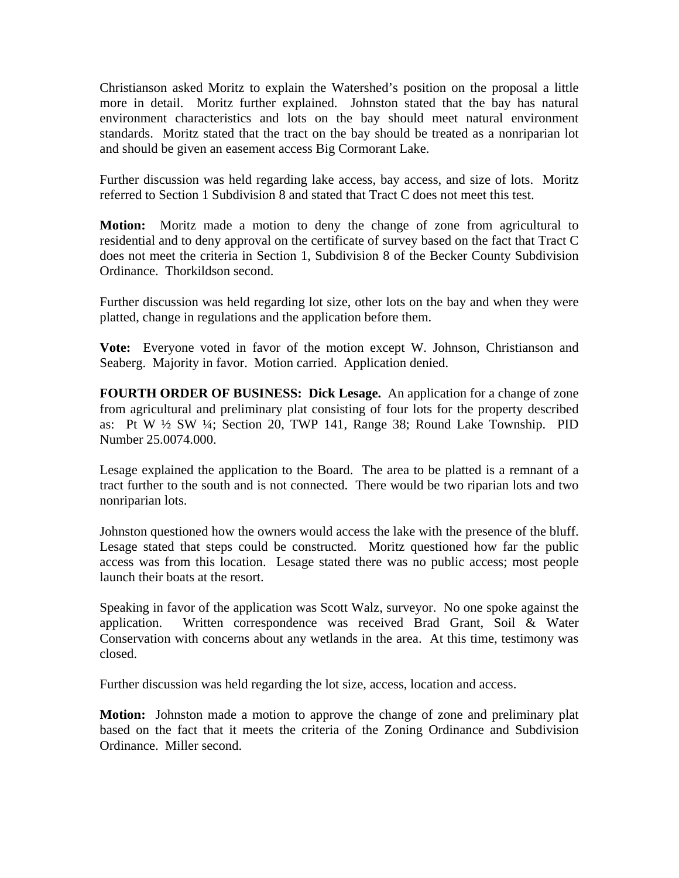Christianson asked Moritz to explain the Watershed's position on the proposal a little more in detail. Moritz further explained. Johnston stated that the bay has natural environment characteristics and lots on the bay should meet natural environment standards. Moritz stated that the tract on the bay should be treated as a nonriparian lot and should be given an easement access Big Cormorant Lake.

Further discussion was held regarding lake access, bay access, and size of lots. Moritz referred to Section 1 Subdivision 8 and stated that Tract C does not meet this test.

**Motion:** Moritz made a motion to deny the change of zone from agricultural to residential and to deny approval on the certificate of survey based on the fact that Tract C does not meet the criteria in Section 1, Subdivision 8 of the Becker County Subdivision Ordinance. Thorkildson second.

Further discussion was held regarding lot size, other lots on the bay and when they were platted, change in regulations and the application before them.

**Vote:** Everyone voted in favor of the motion except W. Johnson, Christianson and Seaberg. Majority in favor. Motion carried. Application denied.

**FOURTH ORDER OF BUSINESS: Dick Lesage.** An application for a change of zone from agricultural and preliminary plat consisting of four lots for the property described as: Pt W ½ SW ¼; Section 20, TWP 141, Range 38; Round Lake Township. PID Number 25.0074.000.

Lesage explained the application to the Board. The area to be platted is a remnant of a tract further to the south and is not connected. There would be two riparian lots and two nonriparian lots.

Johnston questioned how the owners would access the lake with the presence of the bluff. Lesage stated that steps could be constructed. Moritz questioned how far the public access was from this location. Lesage stated there was no public access; most people launch their boats at the resort.

Speaking in favor of the application was Scott Walz, surveyor. No one spoke against the application. Written correspondence was received Brad Grant, Soil & Water Conservation with concerns about any wetlands in the area. At this time, testimony was closed.

Further discussion was held regarding the lot size, access, location and access.

**Motion:** Johnston made a motion to approve the change of zone and preliminary plat based on the fact that it meets the criteria of the Zoning Ordinance and Subdivision Ordinance. Miller second.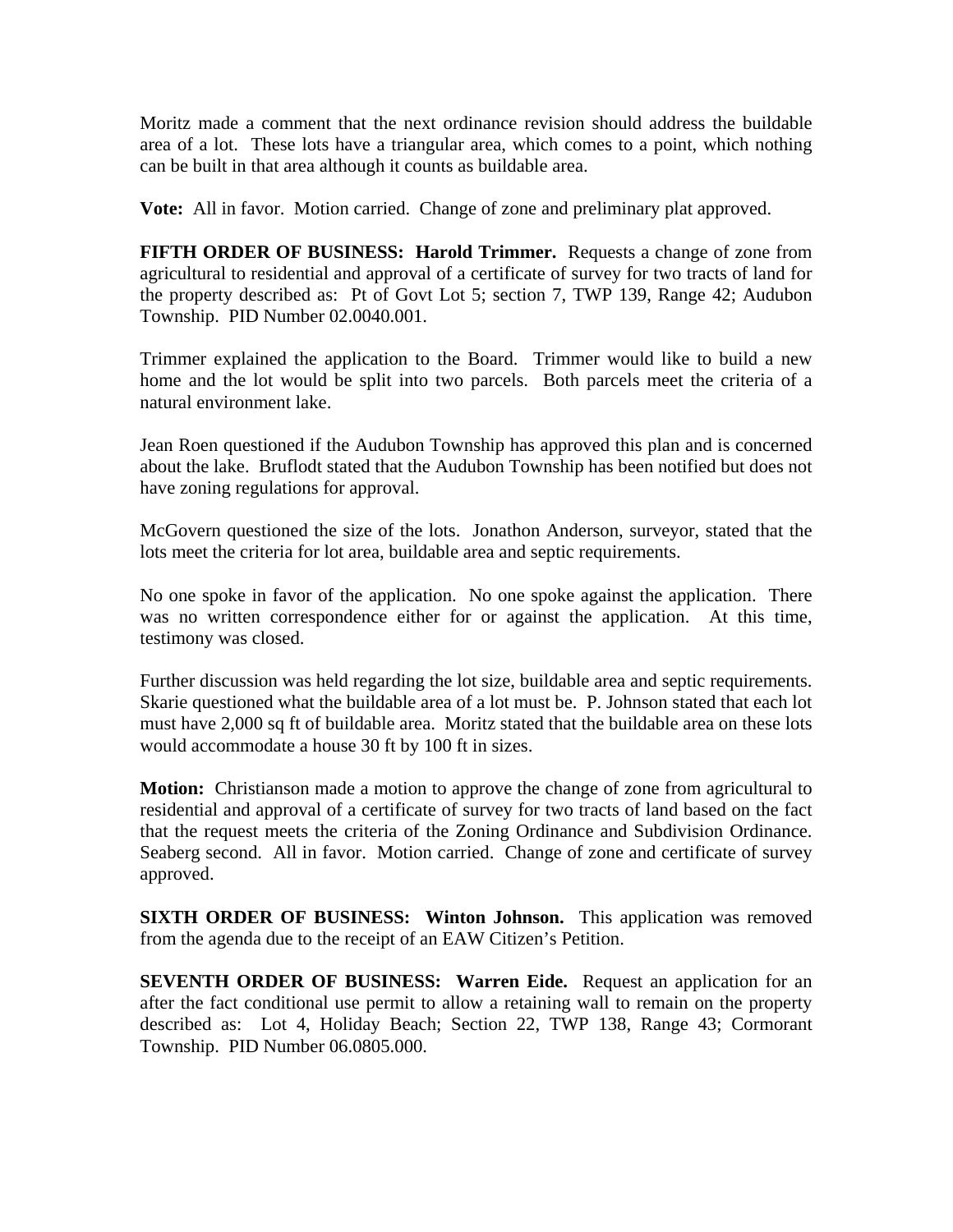Moritz made a comment that the next ordinance revision should address the buildable area of a lot. These lots have a triangular area, which comes to a point, which nothing can be built in that area although it counts as buildable area.

**Vote:** All in favor. Motion carried. Change of zone and preliminary plat approved.

**FIFTH ORDER OF BUSINESS: Harold Trimmer.** Requests a change of zone from agricultural to residential and approval of a certificate of survey for two tracts of land for the property described as: Pt of Govt Lot 5; section 7, TWP 139, Range 42; Audubon Township. PID Number 02.0040.001.

Trimmer explained the application to the Board. Trimmer would like to build a new home and the lot would be split into two parcels. Both parcels meet the criteria of a natural environment lake.

Jean Roen questioned if the Audubon Township has approved this plan and is concerned about the lake. Bruflodt stated that the Audubon Township has been notified but does not have zoning regulations for approval.

McGovern questioned the size of the lots. Jonathon Anderson, surveyor, stated that the lots meet the criteria for lot area, buildable area and septic requirements.

No one spoke in favor of the application. No one spoke against the application. There was no written correspondence either for or against the application. At this time, testimony was closed.

Further discussion was held regarding the lot size, buildable area and septic requirements. Skarie questioned what the buildable area of a lot must be. P. Johnson stated that each lot must have 2,000 sq ft of buildable area. Moritz stated that the buildable area on these lots would accommodate a house 30 ft by 100 ft in sizes.

**Motion:** Christianson made a motion to approve the change of zone from agricultural to residential and approval of a certificate of survey for two tracts of land based on the fact that the request meets the criteria of the Zoning Ordinance and Subdivision Ordinance. Seaberg second. All in favor. Motion carried. Change of zone and certificate of survey approved.

**SIXTH ORDER OF BUSINESS: Winton Johnson.** This application was removed from the agenda due to the receipt of an EAW Citizen's Petition.

**SEVENTH ORDER OF BUSINESS: Warren Eide.** Request an application for an after the fact conditional use permit to allow a retaining wall to remain on the property described as: Lot 4, Holiday Beach; Section 22, TWP 138, Range 43; Cormorant Township. PID Number 06.0805.000.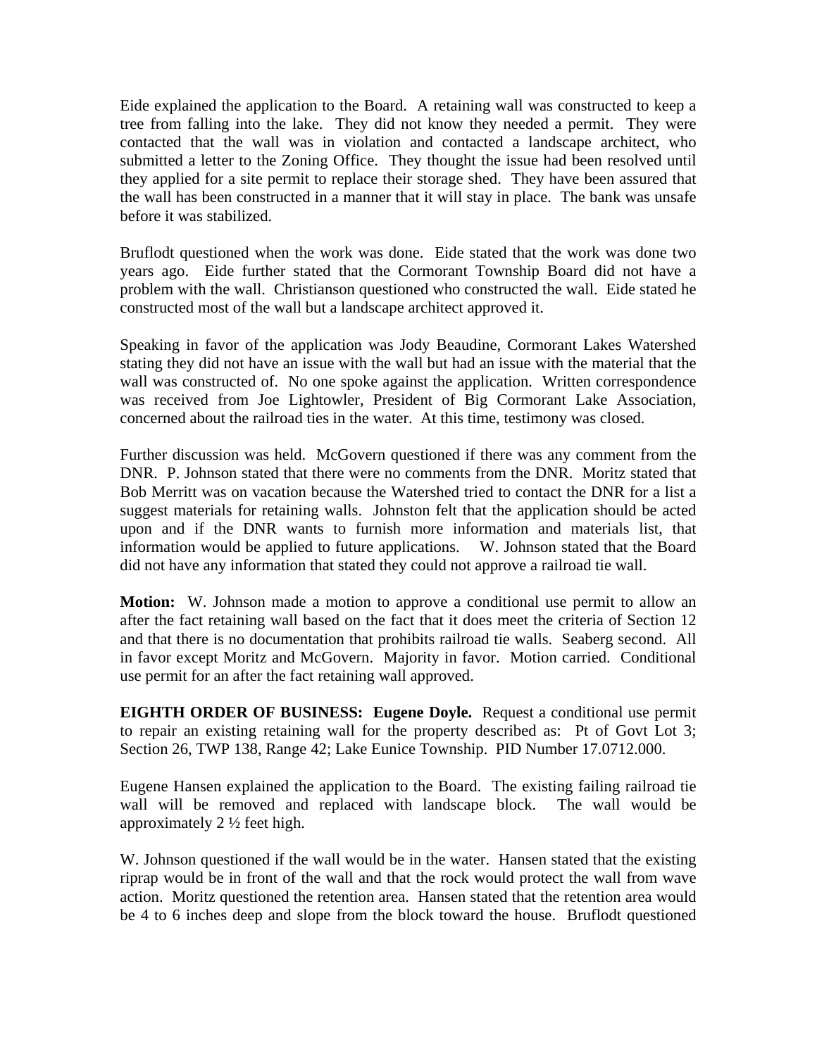Eide explained the application to the Board. A retaining wall was constructed to keep a tree from falling into the lake. They did not know they needed a permit. They were contacted that the wall was in violation and contacted a landscape architect, who submitted a letter to the Zoning Office. They thought the issue had been resolved until they applied for a site permit to replace their storage shed. They have been assured that the wall has been constructed in a manner that it will stay in place. The bank was unsafe before it was stabilized.

Bruflodt questioned when the work was done. Eide stated that the work was done two years ago. Eide further stated that the Cormorant Township Board did not have a problem with the wall. Christianson questioned who constructed the wall. Eide stated he constructed most of the wall but a landscape architect approved it.

Speaking in favor of the application was Jody Beaudine, Cormorant Lakes Watershed stating they did not have an issue with the wall but had an issue with the material that the wall was constructed of. No one spoke against the application. Written correspondence was received from Joe Lightowler, President of Big Cormorant Lake Association, concerned about the railroad ties in the water. At this time, testimony was closed.

Further discussion was held. McGovern questioned if there was any comment from the DNR. P. Johnson stated that there were no comments from the DNR. Moritz stated that Bob Merritt was on vacation because the Watershed tried to contact the DNR for a list a suggest materials for retaining walls. Johnston felt that the application should be acted upon and if the DNR wants to furnish more information and materials list, that information would be applied to future applications. W. Johnson stated that the Board did not have any information that stated they could not approve a railroad tie wall.

**Motion:** W. Johnson made a motion to approve a conditional use permit to allow an after the fact retaining wall based on the fact that it does meet the criteria of Section 12 and that there is no documentation that prohibits railroad tie walls. Seaberg second. All in favor except Moritz and McGovern. Majority in favor. Motion carried. Conditional use permit for an after the fact retaining wall approved.

**EIGHTH ORDER OF BUSINESS: Eugene Doyle.** Request a conditional use permit to repair an existing retaining wall for the property described as: Pt of Govt Lot 3; Section 26, TWP 138, Range 42; Lake Eunice Township. PID Number 17.0712.000.

Eugene Hansen explained the application to the Board. The existing failing railroad tie wall will be removed and replaced with landscape block. The wall would be approximately 2 ½ feet high.

W. Johnson questioned if the wall would be in the water. Hansen stated that the existing riprap would be in front of the wall and that the rock would protect the wall from wave action. Moritz questioned the retention area. Hansen stated that the retention area would be 4 to 6 inches deep and slope from the block toward the house. Bruflodt questioned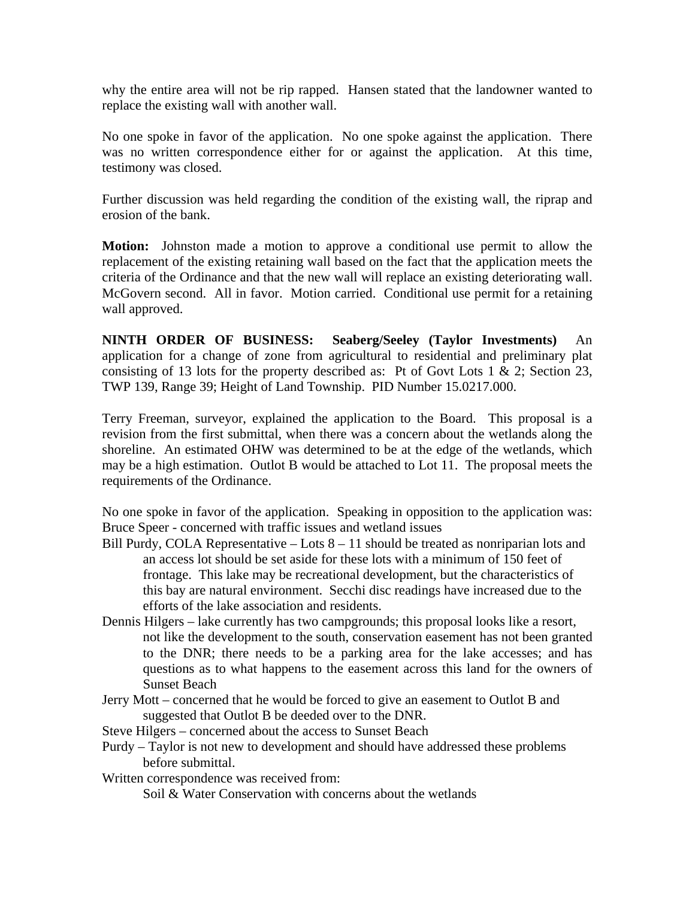why the entire area will not be rip rapped. Hansen stated that the landowner wanted to replace the existing wall with another wall.

No one spoke in favor of the application. No one spoke against the application. There was no written correspondence either for or against the application. At this time, testimony was closed.

Further discussion was held regarding the condition of the existing wall, the riprap and erosion of the bank.

**Motion:** Johnston made a motion to approve a conditional use permit to allow the replacement of the existing retaining wall based on the fact that the application meets the criteria of the Ordinance and that the new wall will replace an existing deteriorating wall. McGovern second. All in favor. Motion carried. Conditional use permit for a retaining wall approved.

**NINTH ORDER OF BUSINESS: Seaberg/Seeley (Taylor Investments)** An application for a change of zone from agricultural to residential and preliminary plat consisting of 13 lots for the property described as: Pt of Govt Lots 1 & 2; Section 23, TWP 139, Range 39; Height of Land Township. PID Number 15.0217.000.

Terry Freeman, surveyor, explained the application to the Board. This proposal is a revision from the first submittal, when there was a concern about the wetlands along the shoreline. An estimated OHW was determined to be at the edge of the wetlands, which may be a high estimation. Outlot B would be attached to Lot 11. The proposal meets the requirements of the Ordinance.

No one spoke in favor of the application. Speaking in opposition to the application was:
Bruce Speer - concerned with traffic issues and wetland issues
Bill Purdy, COLA Representative – Lots 8 – 11 should be treated as nonriparian lots and an access lot should be set aside for these lots with a minimum of 150 feet of frontage. This lake may be recreational development, but the characteristics of this bay are natural environment. Secchi disc readings have increased due to the efforts of the lake association and residents.
Dennis Hilgers – lake currently has two campgrounds; this proposal looks like a resort, not like the development to the south, conservation easement has not been granted to the DNR; there needs to be a parking area for the lake accesses; and has questions as to what happens to the easement across this land for the owners of Sunset Beach
Jerry Mott – concerned that he would be forced to give an easement to Outlot B and suggested that Outlot B be deeded over to the DNR.
Steve Hilgers – concerned about the access to Sunset Beach
Purdy – Taylor is not new to development and should have addressed these problems before submittal.
Written correspondence was received from:
Soil & Water Conservation with concerns about the wetlands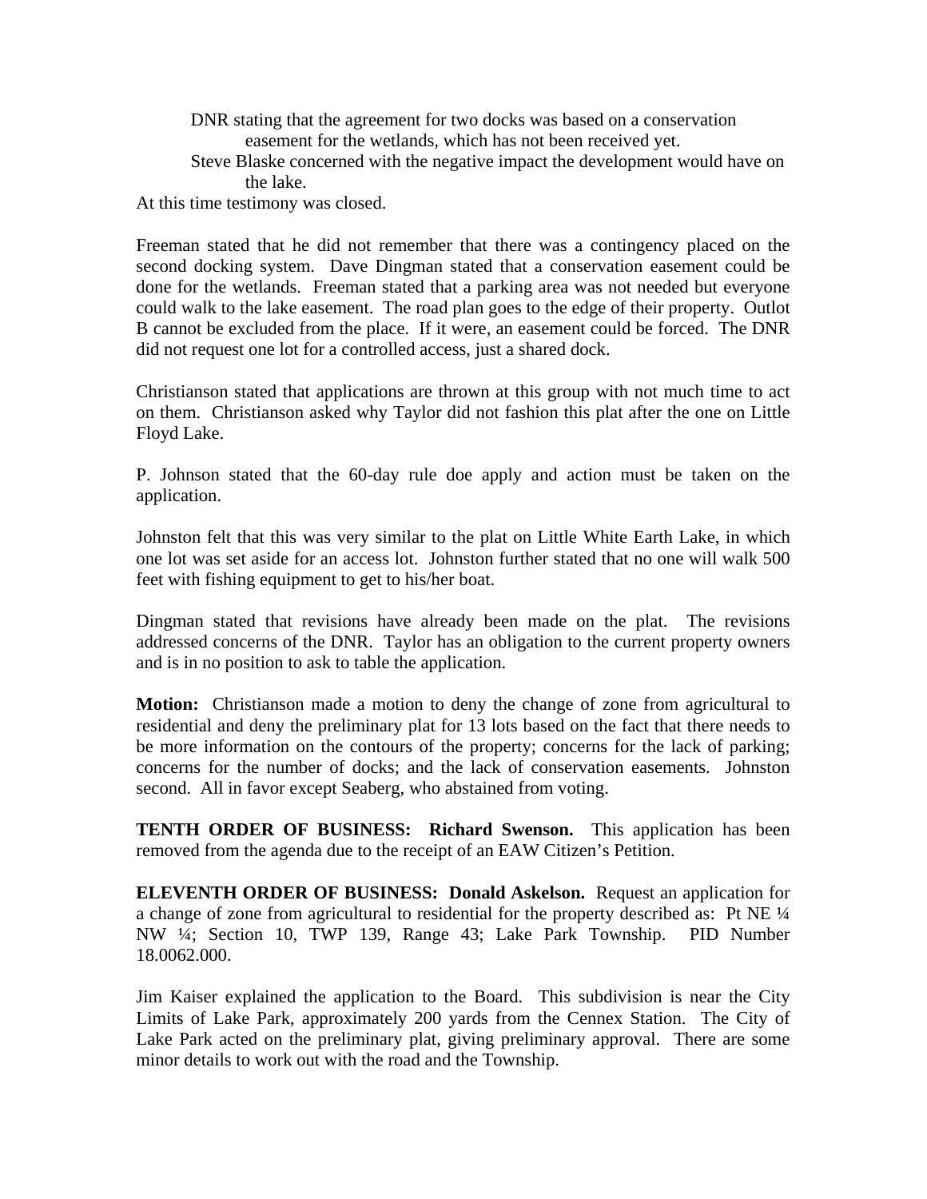DNR stating that the agreement for two docks was based on a conservation easement for the wetlands, which has not been received yet.

Steve Blaske concerned with the negative impact the development would have on the lake.

At this time testimony was closed.

Freeman stated that he did not remember that there was a contingency placed on the second docking system. Dave Dingman stated that a conservation easement could be done for the wetlands. Freeman stated that a parking area was not needed but everyone could walk to the lake easement. The road plan goes to the edge of their property. Outlot B cannot be excluded from the place. If it were, an easement could be forced. The DNR did not request one lot for a controlled access, just a shared dock.

Christianson stated that applications are thrown at this group with not much time to act on them. Christianson asked why Taylor did not fashion this plat after the one on Little Floyd Lake.

P. Johnson stated that the 60-day rule doe apply and action must be taken on the application.

Johnston felt that this was very similar to the plat on Little White Earth Lake, in which one lot was set aside for an access lot. Johnston further stated that no one will walk 500 feet with fishing equipment to get to his/her boat.

Dingman stated that revisions have already been made on the plat. The revisions addressed concerns of the DNR. Taylor has an obligation to the current property owners and is in no position to ask to table the application.

**Motion:** Christianson made a motion to deny the change of zone from agricultural to residential and deny the preliminary plat for 13 lots based on the fact that there needs to be more information on the contours of the property; concerns for the lack of parking; concerns for the number of docks; and the lack of conservation easements. Johnston second. All in favor except Seaberg, who abstained from voting.

**TENTH ORDER OF BUSINESS: Richard Swenson.** This application has been removed from the agenda due to the receipt of an EAW Citizen's Petition.

**ELEVENTH ORDER OF BUSINESS: Donald Askelson.** Request an application for a change of zone from agricultural to residential for the property described as: Pt NE ¼ NW ¼; Section 10, TWP 139, Range 43; Lake Park Township. PID Number 18.0062.000.

Jim Kaiser explained the application to the Board. This subdivision is near the City Limits of Lake Park, approximately 200 yards from the Cennex Station. The City of Lake Park acted on the preliminary plat, giving preliminary approval. There are some minor details to work out with the road and the Township.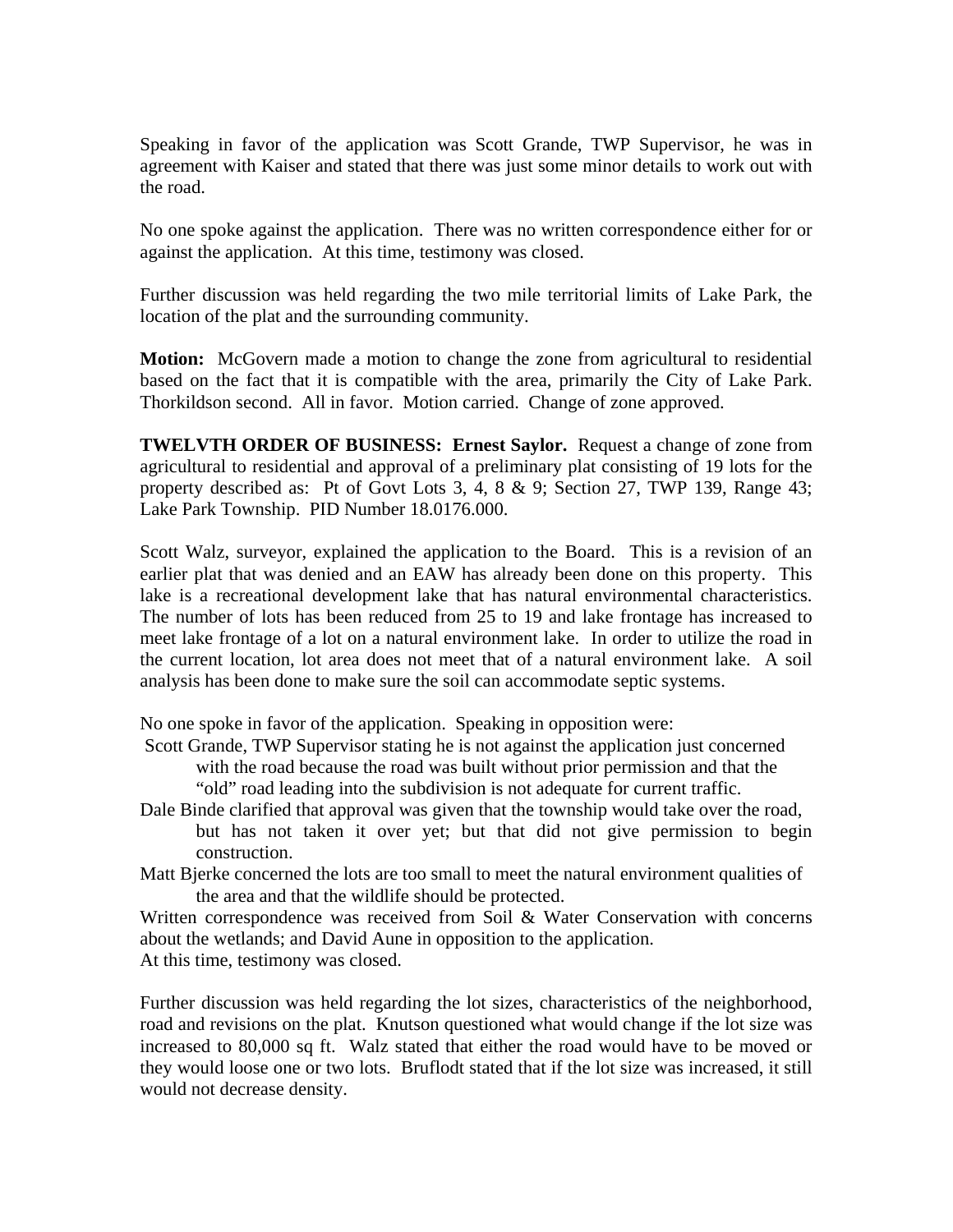Speaking in favor of the application was Scott Grande, TWP Supervisor, he was in agreement with Kaiser and stated that there was just some minor details to work out with the road.

No one spoke against the application. There was no written correspondence either for or against the application. At this time, testimony was closed.

Further discussion was held regarding the two mile territorial limits of Lake Park, the location of the plat and the surrounding community.

**Motion:** McGovern made a motion to change the zone from agricultural to residential based on the fact that it is compatible with the area, primarily the City of Lake Park. Thorkildson second. All in favor. Motion carried. Change of zone approved.

**TWELVTH ORDER OF BUSINESS: Ernest Saylor.** Request a change of zone from agricultural to residential and approval of a preliminary plat consisting of 19 lots for the property described as: Pt of Govt Lots 3, 4, 8 & 9; Section 27, TWP 139, Range 43; Lake Park Township. PID Number 18.0176.000.

Scott Walz, surveyor, explained the application to the Board. This is a revision of an earlier plat that was denied and an EAW has already been done on this property. This lake is a recreational development lake that has natural environmental characteristics. The number of lots has been reduced from 25 to 19 and lake frontage has increased to meet lake frontage of a lot on a natural environment lake. In order to utilize the road in the current location, lot area does not meet that of a natural environment lake. A soil analysis has been done to make sure the soil can accommodate septic systems.

No one spoke in favor of the application. Speaking in opposition were:

Scott Grande, TWP Supervisor stating he is not against the application just concerned with the road because the road was built without prior permission and that the "old" road leading into the subdivision is not adequate for current traffic.

Dale Binde clarified that approval was given that the township would take over the road, but has not taken it over yet; but that did not give permission to begin construction.

Matt Bjerke concerned the lots are too small to meet the natural environment qualities of the area and that the wildlife should be protected.

Written correspondence was received from Soil & Water Conservation with concerns about the wetlands; and David Aune in opposition to the application.
At this time, testimony was closed.

Further discussion was held regarding the lot sizes, characteristics of the neighborhood, road and revisions on the plat. Knutson questioned what would change if the lot size was increased to 80,000 sq ft. Walz stated that either the road would have to be moved or they would loose one or two lots. Bruflodt stated that if the lot size was increased, it still would not decrease density.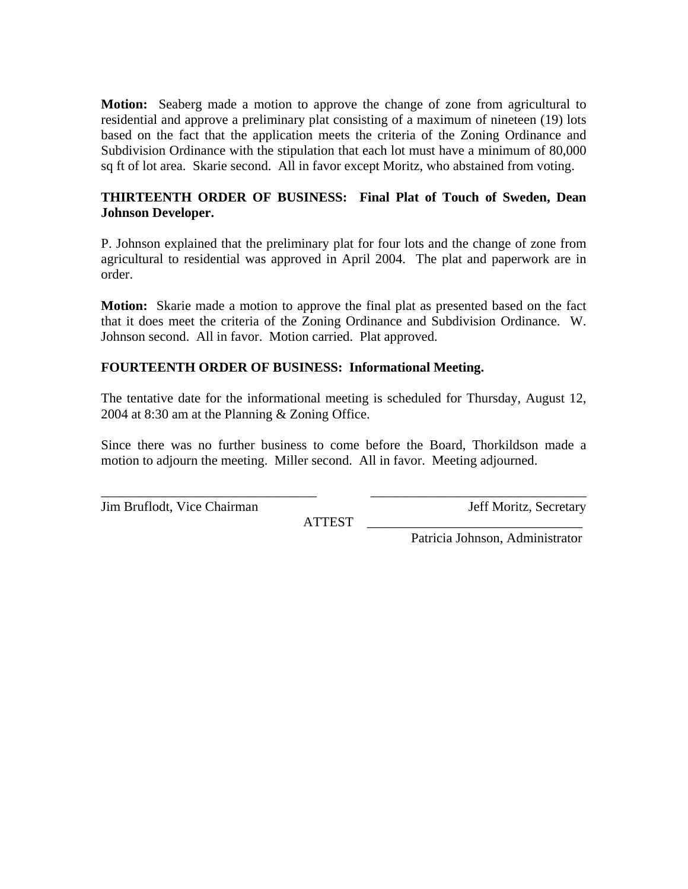**Motion:** Seaberg made a motion to approve the change of zone from agricultural to residential and approve a preliminary plat consisting of a maximum of nineteen (19) lots based on the fact that the application meets the criteria of the Zoning Ordinance and Subdivision Ordinance with the stipulation that each lot must have a minimum of 80,000 sq ft of lot area. Skarie second. All in favor except Moritz, who abstained from voting.

**THIRTEENTH ORDER OF BUSINESS: Final Plat of Touch of Sweden, Dean Johnson Developer.**

P. Johnson explained that the preliminary plat for four lots and the change of zone from agricultural to residential was approved in April 2004. The plat and paperwork are in order.

**Motion:** Skarie made a motion to approve the final plat as presented based on the fact that it does meet the criteria of the Zoning Ordinance and Subdivision Ordinance. W. Johnson second. All in favor. Motion carried. Plat approved.

**FOURTEENTH ORDER OF BUSINESS: Informational Meeting.**

The tentative date for the informational meeting is scheduled for Thursday, August 12, 2004 at 8:30 am at the Planning & Zoning Office.

Since there was no further business to come before the Board, Thorkildson made a motion to adjourn the meeting. Miller second. All in favor. Meeting adjourned.

_______________________________ _______________________________

Jim Bruflodt, Vice Chairman Jeff Moritz, Secretary

ATTEST _______________________________

Patricia Johnson, Administrator